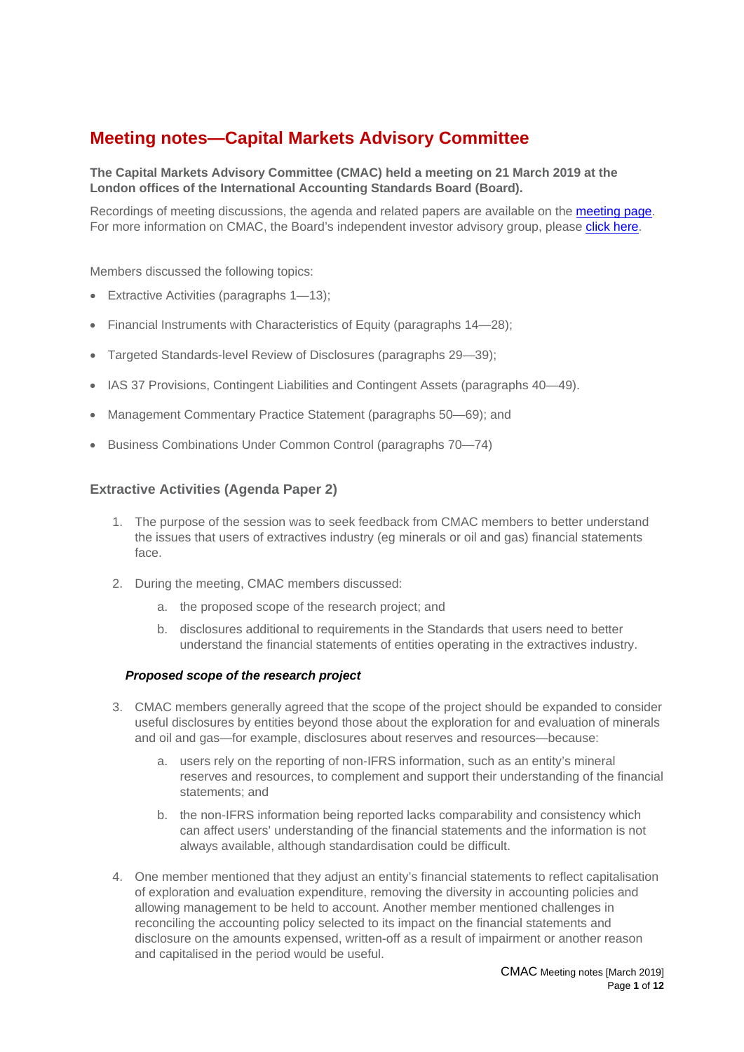# Meeting notes—Capital Markets Advisory Committee

**The Capital Markets Advisory Committee (CMAC) held a meeting on 21 March 2019 at the London offices of the International Accounting Standards Board (Board).**

Recordings of meeting discussions, the agenda and related papers are available on the meeting page. For more information on CMAC, the Board's independent investor advisory group, please click here.

Members discussed the following topics:

- Extractive Activities (paragraphs 1—13);
- Financial Instruments with Characteristics of Equity (paragraphs 14—28);
- Targeted Standards-level Review of Disclosures (paragraphs 29—39);
- IAS 37 Provisions, Contingent Liabilities and Contingent Assets (paragraphs 40—49).
- Management Commentary Practice Statement (paragraphs 50—69); and
- Business Combinations Under Common Control (paragraphs 70—74)

## Extractive Activities (Agenda Paper 2)

1. The purpose of the session was to seek feedback from CMAC members to better understand the issues that users of extractives industry (eg minerals or oil and gas) financial statements face.

2. During the meeting, CMAC members discussed:

    a. the proposed scope of the research project; and

    b. disclosures additional to requirements in the Standards that users need to better understand the financial statements of entities operating in the extractives industry.

### *Proposed scope of the research project*

3. CMAC members generally agreed that the scope of the project should be expanded to consider useful disclosures by entities beyond those about the exploration for and evaluation of minerals and oil and gas—for example, disclosures about reserves and resources—because:

    a. users rely on the reporting of non-IFRS information, such as an entity's mineral reserves and resources, to complement and support their understanding of the financial statements; and

    b. the non-IFRS information being reported lacks comparability and consistency which can affect users' understanding of the financial statements and the information is not always available, although standardisation could be difficult.

4. One member mentioned that they adjust an entity's financial statements to reflect capitalisation of exploration and evaluation expenditure, removing the diversity in accounting policies and allowing management to be held to account. Another member mentioned challenges in reconciling the accounting policy selected to its impact on the financial statements and disclosure on the amounts expensed, written-off as a result of impairment or another reason and capitalised in the period would be useful.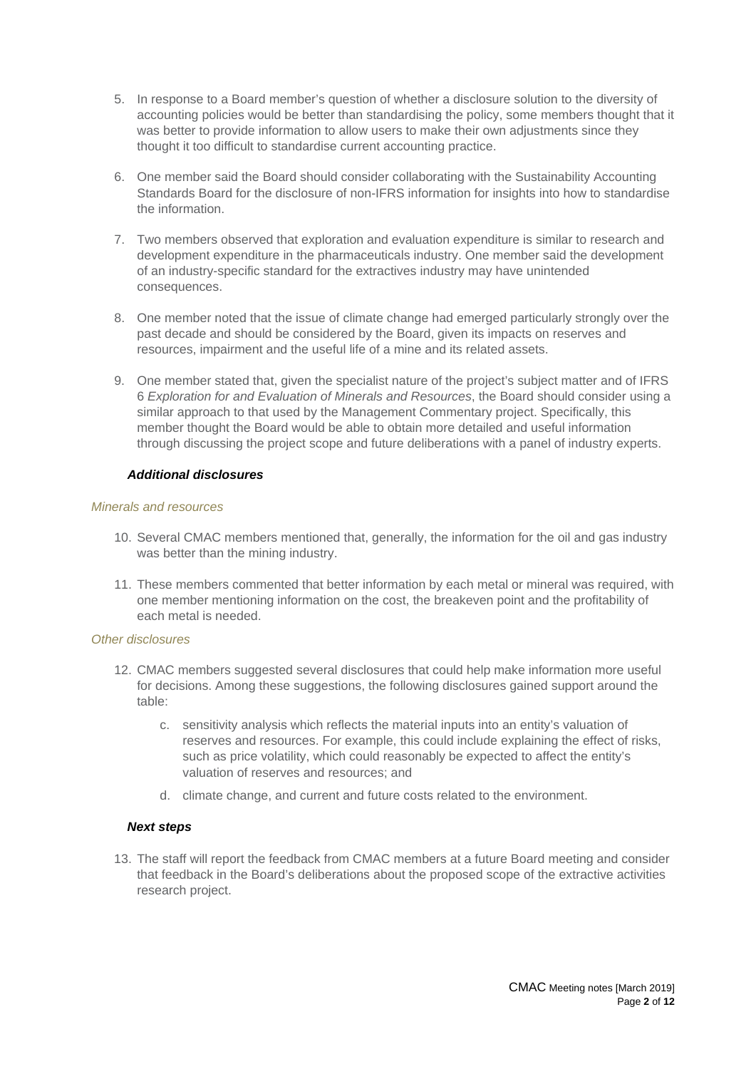5. In response to a Board member's question of whether a disclosure solution to the diversity of accounting policies would be better than standardising the policy, some members thought that it was better to provide information to allow users to make their own adjustments since they thought it too difficult to standardise current accounting practice.

6. One member said the Board should consider collaborating with the Sustainability Accounting Standards Board for the disclosure of non-IFRS information for insights into how to standardise the information.

7. Two members observed that exploration and evaluation expenditure is similar to research and development expenditure in the pharmaceuticals industry. One member said the development of an industry-specific standard for the extractives industry may have unintended consequences.

8. One member noted that the issue of climate change had emerged particularly strongly over the past decade and should be considered by the Board, given its impacts on reserves and resources, impairment and the useful life of a mine and its related assets.

9. One member stated that, given the specialist nature of the project's subject matter and of IFRS 6 *Exploration for and Evaluation of Minerals and Resources*, the Board should consider using a similar approach to that used by the Management Commentary project. Specifically, this member thought the Board would be able to obtain more detailed and useful information through discussing the project scope and future deliberations with a panel of industry experts.

### ***Additional disclosures***

*Minerals and resources*

10. Several CMAC members mentioned that, generally, the information for the oil and gas industry was better than the mining industry.

11. These members commented that better information by each metal or mineral was required, with one member mentioning information on the cost, the breakeven point and the profitability of each metal is needed.

*Other disclosures*

12. CMAC members suggested several disclosures that could help make information more useful for decisions. Among these suggestions, the following disclosures gained support around the table:

    c. sensitivity analysis which reflects the material inputs into an entity's valuation of reserves and resources. For example, this could include explaining the effect of risks, such as price volatility, which could reasonably be expected to affect the entity's valuation of reserves and resources; and

    d. climate change, and current and future costs related to the environment.

### ***Next steps***

13. The staff will report the feedback from CMAC members at a future Board meeting and consider that feedback in the Board's deliberations about the proposed scope of the extractive activities research project.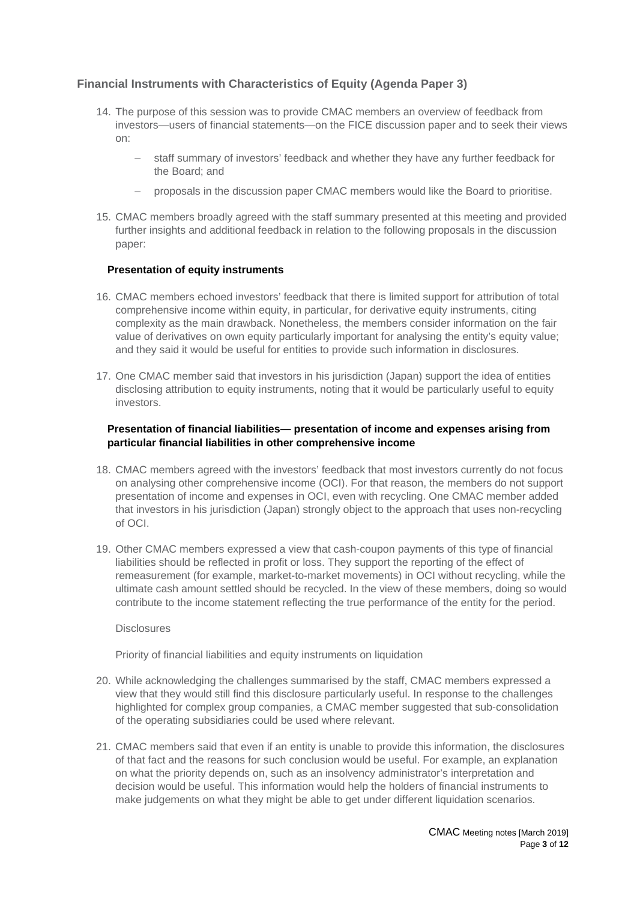## Financial Instruments with Characteristics of Equity (Agenda Paper 3)

14. The purpose of this session was to provide CMAC members an overview of feedback from investors—users of financial statements—on the FICE discussion paper and to seek their views on:
    - staff summary of investors' feedback and whether they have any further feedback for the Board; and
    - proposals in the discussion paper CMAC members would like the Board to prioritise.

15. CMAC members broadly agreed with the staff summary presented at this meeting and provided further insights and additional feedback in relation to the following proposals in the discussion paper:

### Presentation of equity instruments

16. CMAC members echoed investors' feedback that there is limited support for attribution of total comprehensive income within equity, in particular, for derivative equity instruments, citing complexity as the main drawback. Nonetheless, the members consider information on the fair value of derivatives on own equity particularly important for analysing the entity's equity value; and they said it would be useful for entities to provide such information in disclosures.

17. One CMAC member said that investors in his jurisdiction (Japan) support the idea of entities disclosing attribution to equity instruments, noting that it would be particularly useful to equity investors.

### Presentation of financial liabilities— presentation of income and expenses arising from particular financial liabilities in other comprehensive income

18. CMAC members agreed with the investors' feedback that most investors currently do not focus on analysing other comprehensive income (OCI). For that reason, the members do not support presentation of income and expenses in OCI, even with recycling. One CMAC member added that investors in his jurisdiction (Japan) strongly object to the approach that uses non-recycling of OCI.

19. Other CMAC members expressed a view that cash-coupon payments of this type of financial liabilities should be reflected in profit or loss. They support the reporting of the effect of remeasurement (for example, market-to-market movements) in OCI without recycling, while the ultimate cash amount settled should be recycled. In the view of these members, doing so would contribute to the income statement reflecting the true performance of the entity for the period.

Disclosures

Priority of financial liabilities and equity instruments on liquidation

20. While acknowledging the challenges summarised by the staff, CMAC members expressed a view that they would still find this disclosure particularly useful. In response to the challenges highlighted for complex group companies, a CMAC member suggested that sub-consolidation of the operating subsidiaries could be used where relevant.

21. CMAC members said that even if an entity is unable to provide this information, the disclosures of that fact and the reasons for such conclusion would be useful. For example, an explanation on what the priority depends on, such as an insolvency administrator's interpretation and decision would be useful. This information would help the holders of financial instruments to make judgements on what they might be able to get under different liquidation scenarios.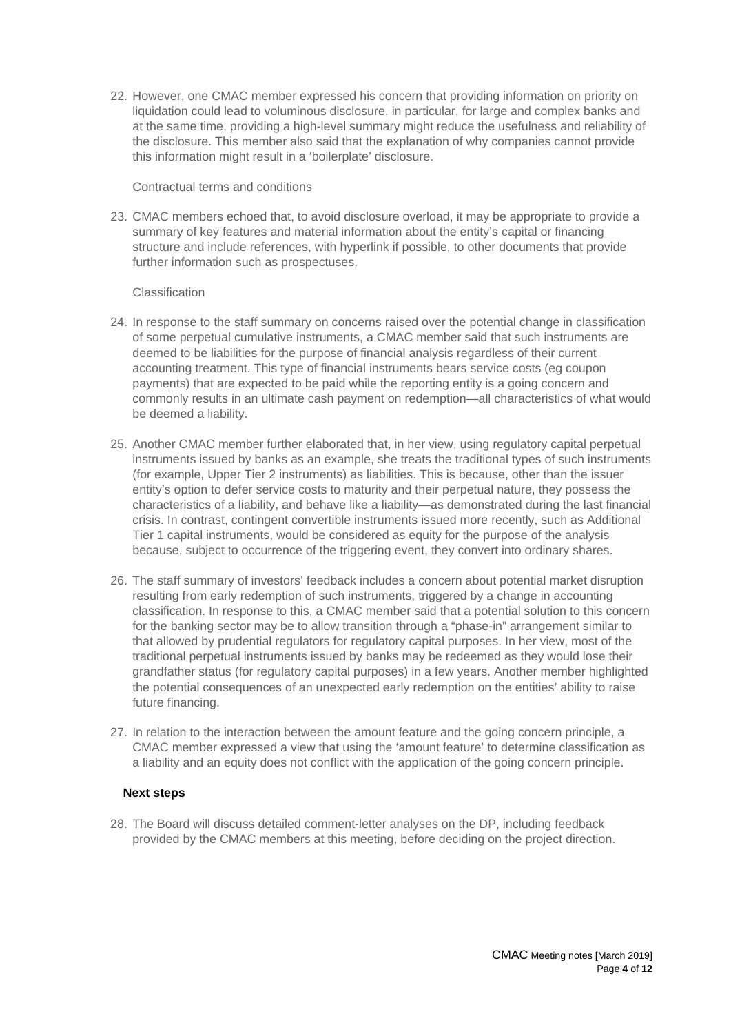22. However, one CMAC member expressed his concern that providing information on priority on liquidation could lead to voluminous disclosure, in particular, for large and complex banks and at the same time, providing a high-level summary might reduce the usefulness and reliability of the disclosure. This member also said that the explanation of why companies cannot provide this information might result in a 'boilerplate' disclosure.

Contractual terms and conditions

23. CMAC members echoed that, to avoid disclosure overload, it may be appropriate to provide a summary of key features and material information about the entity's capital or financing structure and include references, with hyperlink if possible, to other documents that provide further information such as prospectuses.

Classification

24. In response to the staff summary on concerns raised over the potential change in classification of some perpetual cumulative instruments, a CMAC member said that such instruments are deemed to be liabilities for the purpose of financial analysis regardless of their current accounting treatment. This type of financial instruments bears service costs (eg coupon payments) that are expected to be paid while the reporting entity is a going concern and commonly results in an ultimate cash payment on redemption—all characteristics of what would be deemed a liability.

25. Another CMAC member further elaborated that, in her view, using regulatory capital perpetual instruments issued by banks as an example, she treats the traditional types of such instruments (for example, Upper Tier 2 instruments) as liabilities. This is because, other than the issuer entity's option to defer service costs to maturity and their perpetual nature, they possess the characteristics of a liability, and behave like a liability—as demonstrated during the last financial crisis. In contrast, contingent convertible instruments issued more recently, such as Additional Tier 1 capital instruments, would be considered as equity for the purpose of the analysis because, subject to occurrence of the triggering event, they convert into ordinary shares.

26. The staff summary of investors' feedback includes a concern about potential market disruption resulting from early redemption of such instruments, triggered by a change in accounting classification. In response to this, a CMAC member said that a potential solution to this concern for the banking sector may be to allow transition through a "phase-in" arrangement similar to that allowed by prudential regulators for regulatory capital purposes. In her view, most of the traditional perpetual instruments issued by banks may be redeemed as they would lose their grandfather status (for regulatory capital purposes) in a few years. Another member highlighted the potential consequences of an unexpected early redemption on the entities' ability to raise future financing.

27. In relation to the interaction between the amount feature and the going concern principle, a CMAC member expressed a view that using the 'amount feature' to determine classification as a liability and an equity does not conflict with the application of the going concern principle.

**Next steps**

28. The Board will discuss detailed comment-letter analyses on the DP, including feedback provided by the CMAC members at this meeting, before deciding on the project direction.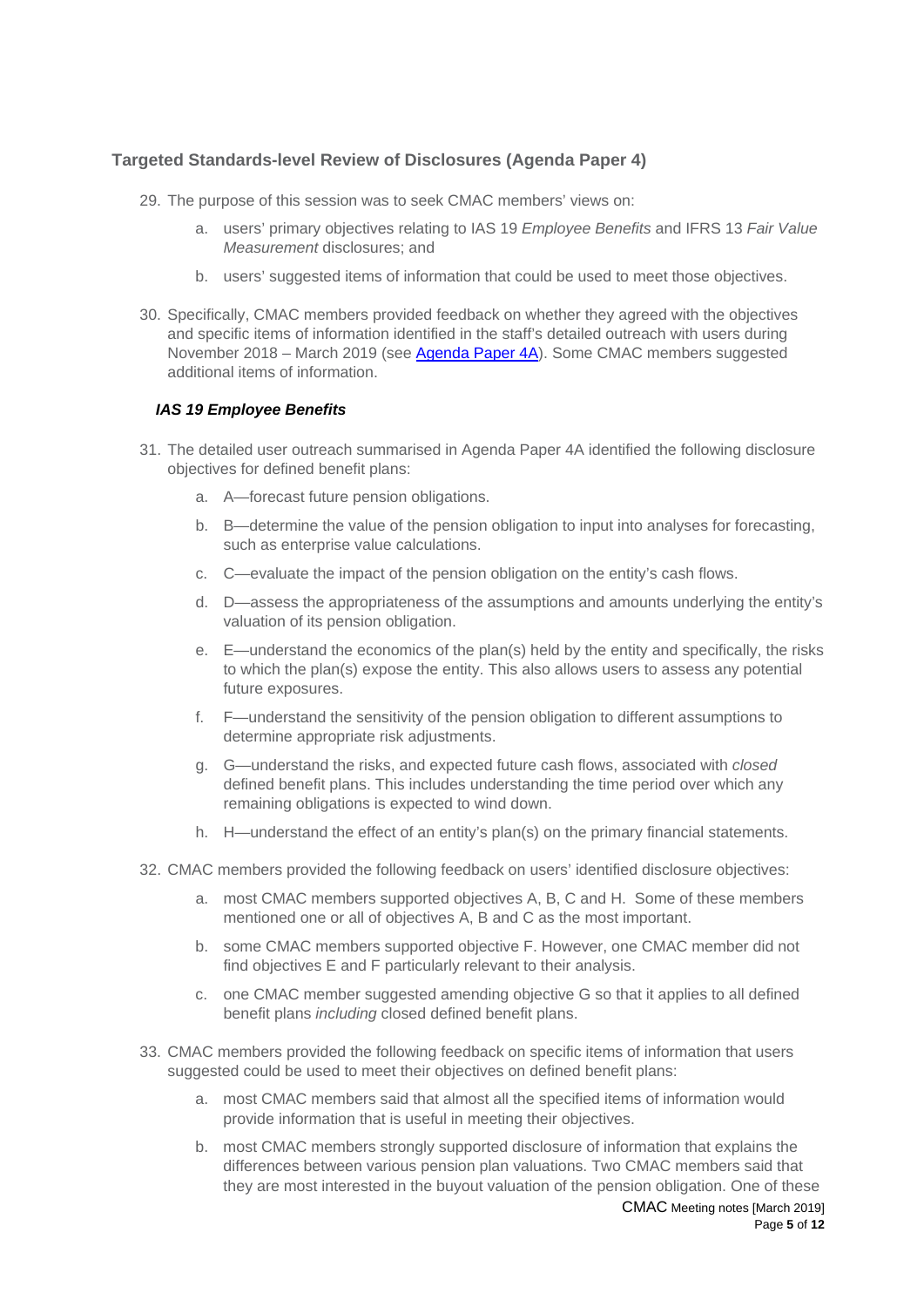## Targeted Standards-level Review of Disclosures (Agenda Paper 4)

29. The purpose of this session was to seek CMAC members' views on:

    a. users' primary objectives relating to IAS 19 *Employee Benefits* and IFRS 13 *Fair Value Measurement* disclosures; and

    b. users' suggested items of information that could be used to meet those objectives.

30. Specifically, CMAC members provided feedback on whether they agreed with the objectives and specific items of information identified in the staff's detailed outreach with users during November 2018 – March 2019 (see [Agenda Paper 4A]). Some CMAC members suggested additional items of information.

### *IAS 19 Employee Benefits*

31. The detailed user outreach summarised in Agenda Paper 4A identified the following disclosure objectives for defined benefit plans:

    a. A—forecast future pension obligations.

    b. B—determine the value of the pension obligation to input into analyses for forecasting, such as enterprise value calculations.

    c. C—evaluate the impact of the pension obligation on the entity's cash flows.

    d. D—assess the appropriateness of the assumptions and amounts underlying the entity's valuation of its pension obligation.

    e. E—understand the economics of the plan(s) held by the entity and specifically, the risks to which the plan(s) expose the entity. This also allows users to assess any potential future exposures.

    f. F—understand the sensitivity of the pension obligation to different assumptions to determine appropriate risk adjustments.

    g. G—understand the risks, and expected future cash flows, associated with *closed* defined benefit plans. This includes understanding the time period over which any remaining obligations is expected to wind down.

    h. H—understand the effect of an entity's plan(s) on the primary financial statements.

32. CMAC members provided the following feedback on users' identified disclosure objectives:

    a. most CMAC members supported objectives A, B, C and H. Some of these members mentioned one or all of objectives A, B and C as the most important.

    b. some CMAC members supported objective F. However, one CMAC member did not find objectives E and F particularly relevant to their analysis.

    c. one CMAC member suggested amending objective G so that it applies to all defined benefit plans *including* closed defined benefit plans.

33. CMAC members provided the following feedback on specific items of information that users suggested could be used to meet their objectives on defined benefit plans:

    a. most CMAC members said that almost all the specified items of information would provide information that is useful in meeting their objectives.

    b. most CMAC members strongly supported disclosure of information that explains the differences between various pension plan valuations. Two CMAC members said that they are most interested in the buyout valuation of the pension obligation. One of these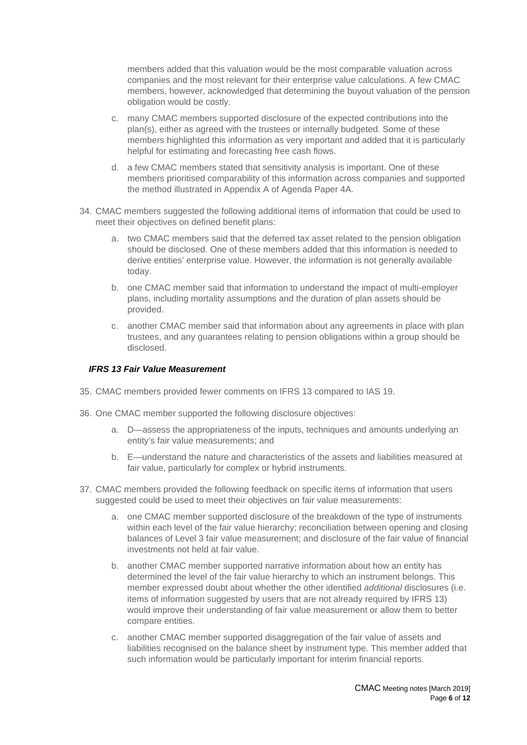members added that this valuation would be the most comparable valuation across companies and the most relevant for their enterprise value calculations. A few CMAC members, however, acknowledged that determining the buyout valuation of the pension obligation would be costly.

c. many CMAC members supported disclosure of the expected contributions into the plan(s), either as agreed with the trustees or internally budgeted. Some of these members highlighted this information as very important and added that it is particularly helpful for estimating and forecasting free cash flows.

d. a few CMAC members stated that sensitivity analysis is important. One of these members prioritised comparability of this information across companies and supported the method illustrated in Appendix A of Agenda Paper 4A.

34. CMAC members suggested the following additional items of information that could be used to meet their objectives on defined benefit plans:

 a. two CMAC members said that the deferred tax asset related to the pension obligation should be disclosed. One of these members added that this information is needed to derive entities' enterprise value. However, the information is not generally available today.

 b. one CMAC member said that information to understand the impact of multi-employer plans, including mortality assumptions and the duration of plan assets should be provided.

 c. another CMAC member said that information about any agreements in place with plan trustees, and any guarantees relating to pension obligations within a group should be disclosed.

### ***IFRS 13 Fair Value Measurement***

35. CMAC members provided fewer comments on IFRS 13 compared to IAS 19.

36. One CMAC member supported the following disclosure objectives:

 a. D—assess the appropriateness of the inputs, techniques and amounts underlying an entity's fair value measurements; and

 b. E—understand the nature and characteristics of the assets and liabilities measured at fair value, particularly for complex or hybrid instruments.

37. CMAC members provided the following feedback on specific items of information that users suggested could be used to meet their objectives on fair value measurements:

 a. one CMAC member supported disclosure of the breakdown of the type of instruments within each level of the fair value hierarchy; reconciliation between opening and closing balances of Level 3 fair value measurement; and disclosure of the fair value of financial investments not held at fair value.

 b. another CMAC member supported narrative information about how an entity has determined the level of the fair value hierarchy to which an instrument belongs. This member expressed doubt about whether the other identified *additional* disclosures (i.e. items of information suggested by users that are not already required by IFRS 13) would improve their understanding of fair value measurement or allow them to better compare entities.

 c. another CMAC member supported disaggregation of the fair value of assets and liabilities recognised on the balance sheet by instrument type. This member added that such information would be particularly important for interim financial reports.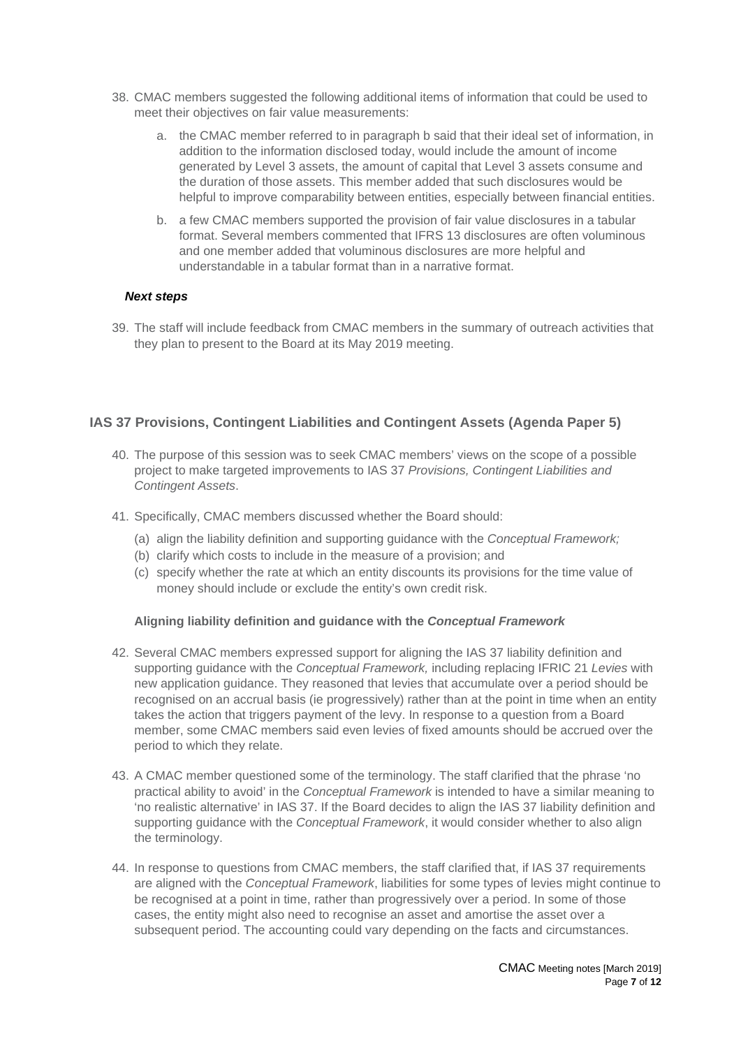38. CMAC members suggested the following additional items of information that could be used to meet their objectives on fair value measurements:

    a. the CMAC member referred to in paragraph b said that their ideal set of information, in addition to the information disclosed today, would include the amount of income generated by Level 3 assets, the amount of capital that Level 3 assets consume and the duration of those assets. This member added that such disclosures would be helpful to improve comparability between entities, especially between financial entities.

    b. a few CMAC members supported the provision of fair value disclosures in a tabular format. Several members commented that IFRS 13 disclosures are often voluminous and one member added that voluminous disclosures are more helpful and understandable in a tabular format than in a narrative format.

***Next steps***

39. The staff will include feedback from CMAC members in the summary of outreach activities that they plan to present to the Board at its May 2019 meeting.

## IAS 37 Provisions, Contingent Liabilities and Contingent Assets (Agenda Paper 5)

40. The purpose of this session was to seek CMAC members' views on the scope of a possible project to make targeted improvements to IAS 37 *Provisions, Contingent Liabilities and Contingent Assets*.

41. Specifically, CMAC members discussed whether the Board should:

    (a) align the liability definition and supporting guidance with the *Conceptual Framework;*
    (b) clarify which costs to include in the measure of a provision; and
    (c) specify whether the rate at which an entity discounts its provisions for the time value of money should include or exclude the entity's own credit risk.

**Aligning liability definition and guidance with the *Conceptual Framework***

42. Several CMAC members expressed support for aligning the IAS 37 liability definition and supporting guidance with the *Conceptual Framework,* including replacing IFRIC 21 *Levies* with new application guidance. They reasoned that levies that accumulate over a period should be recognised on an accrual basis (ie progressively) rather than at the point in time when an entity takes the action that triggers payment of the levy. In response to a question from a Board member, some CMAC members said even levies of fixed amounts should be accrued over the period to which they relate.

43. A CMAC member questioned some of the terminology. The staff clarified that the phrase 'no practical ability to avoid' in the *Conceptual Framework* is intended to have a similar meaning to 'no realistic alternative' in IAS 37. If the Board decides to align the IAS 37 liability definition and supporting guidance with the *Conceptual Framework*, it would consider whether to also align the terminology.

44. In response to questions from CMAC members, the staff clarified that, if IAS 37 requirements are aligned with the *Conceptual Framework*, liabilities for some types of levies might continue to be recognised at a point in time, rather than progressively over a period. In some of those cases, the entity might also need to recognise an asset and amortise the asset over a subsequent period. The accounting could vary depending on the facts and circumstances.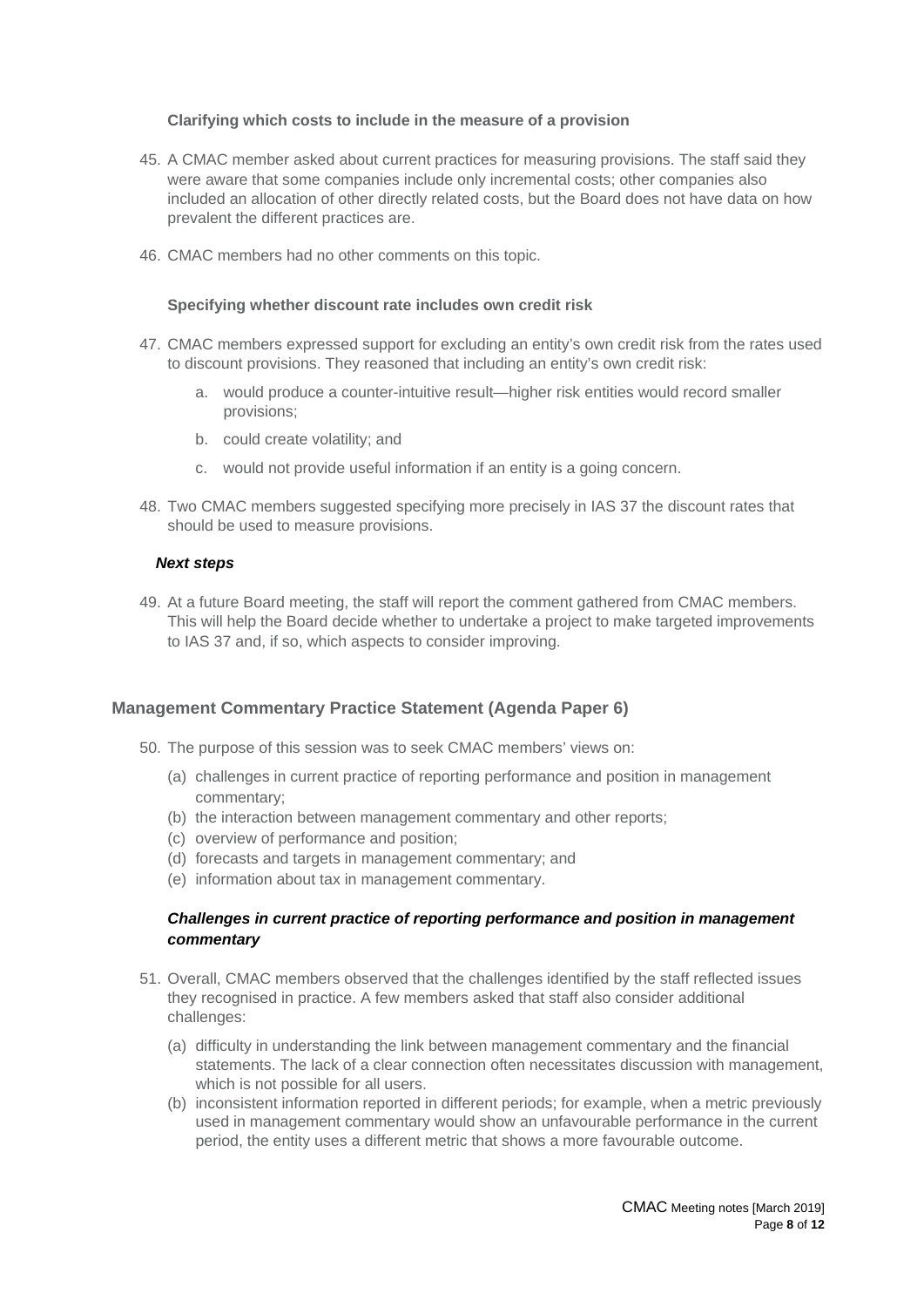#### Clarifying which costs to include in the measure of a provision

45. A CMAC member asked about current practices for measuring provisions. The staff said they were aware that some companies include only incremental costs; other companies also included an allocation of other directly related costs, but the Board does not have data on how prevalent the different practices are.

46. CMAC members had no other comments on this topic.

#### Specifying whether discount rate includes own credit risk

47. CMAC members expressed support for excluding an entity's own credit risk from the rates used to discount provisions. They reasoned that including an entity's own credit risk:
    a. would produce a counter-intuitive result—higher risk entities would record smaller provisions;
    b. could create volatility; and
    c. would not provide useful information if an entity is a going concern.

48. Two CMAC members suggested specifying more precisely in IAS 37 the discount rates that should be used to measure provisions.

#### *Next steps*

49. At a future Board meeting, the staff will report the comment gathered from CMAC members. This will help the Board decide whether to undertake a project to make targeted improvements to IAS 37 and, if so, which aspects to consider improving.

## Management Commentary Practice Statement (Agenda Paper 6)

50. The purpose of this session was to seek CMAC members' views on:
    (a) challenges in current practice of reporting performance and position in management commentary;
    (b) the interaction between management commentary and other reports;
    (c) overview of performance and position;
    (d) forecasts and targets in management commentary; and
    (e) information about tax in management commentary.

#### *Challenges in current practice of reporting performance and position in management commentary*

51. Overall, CMAC members observed that the challenges identified by the staff reflected issues they recognised in practice. A few members asked that staff also consider additional challenges:
    (a) difficulty in understanding the link between management commentary and the financial statements. The lack of a clear connection often necessitates discussion with management, which is not possible for all users.
    (b) inconsistent information reported in different periods; for example, when a metric previously used in management commentary would show an unfavourable performance in the current period, the entity uses a different metric that shows a more favourable outcome.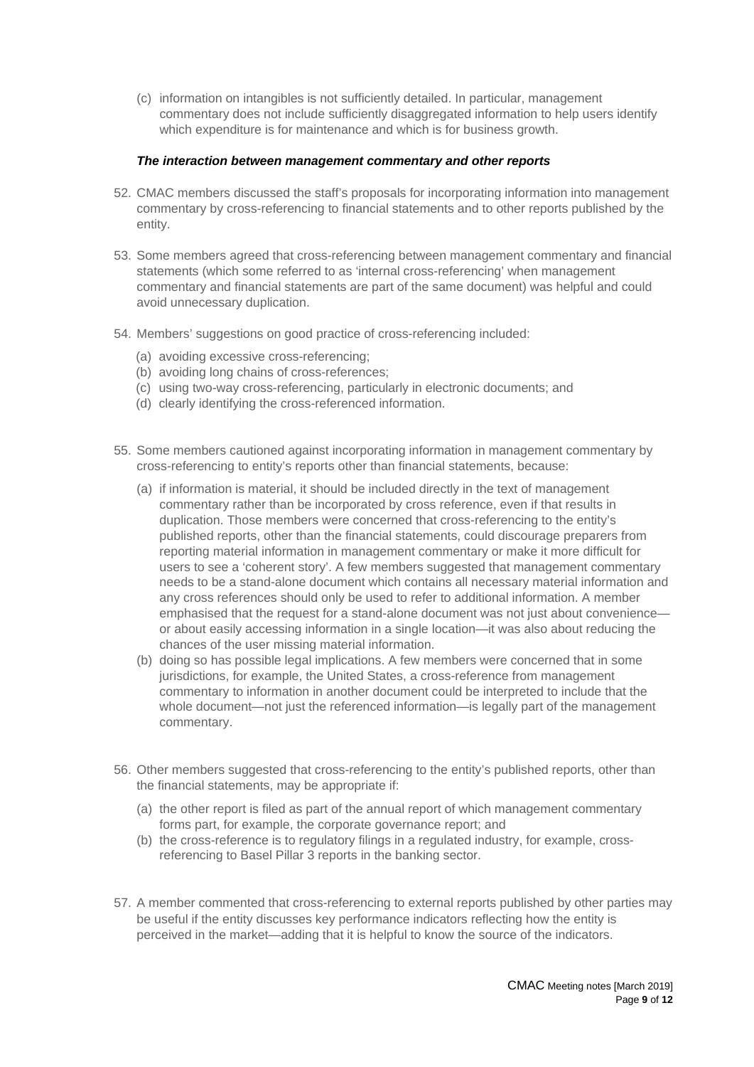(c) information on intangibles is not sufficiently detailed. In particular, management commentary does not include sufficiently disaggregated information to help users identify which expenditure is for maintenance and which is for business growth.

***The interaction between management commentary and other reports***

52. CMAC members discussed the staff's proposals for incorporating information into management commentary by cross-referencing to financial statements and to other reports published by the entity.

53. Some members agreed that cross-referencing between management commentary and financial statements (which some referred to as 'internal cross-referencing' when management commentary and financial statements are part of the same document) was helpful and could avoid unnecessary duplication.

54. Members' suggestions on good practice of cross-referencing included:

    (a) avoiding excessive cross-referencing;
    (b) avoiding long chains of cross-references;
    (c) using two-way cross-referencing, particularly in electronic documents; and
    (d) clearly identifying the cross-referenced information.

55. Some members cautioned against incorporating information in management commentary by cross-referencing to entity's reports other than financial statements, because:

    (a) if information is material, it should be included directly in the text of management commentary rather than be incorporated by cross reference, even if that results in duplication. Those members were concerned that cross-referencing to the entity's published reports, other than the financial statements, could discourage preparers from reporting material information in management commentary or make it more difficult for users to see a 'coherent story'. A few members suggested that management commentary needs to be a stand-alone document which contains all necessary material information and any cross references should only be used to refer to additional information. A member emphasised that the request for a stand-alone document was not just about convenience—or about easily accessing information in a single location—it was also about reducing the chances of the user missing material information.
    (b) doing so has possible legal implications. A few members were concerned that in some jurisdictions, for example, the United States, a cross-reference from management commentary to information in another document could be interpreted to include that the whole document—not just the referenced information—is legally part of the management commentary.

56. Other members suggested that cross-referencing to the entity's published reports, other than the financial statements, may be appropriate if:

    (a) the other report is filed as part of the annual report of which management commentary forms part, for example, the corporate governance report; and
    (b) the cross-reference is to regulatory filings in a regulated industry, for example, cross-referencing to Basel Pillar 3 reports in the banking sector.

57. A member commented that cross-referencing to external reports published by other parties may be useful if the entity discusses key performance indicators reflecting how the entity is perceived in the market—adding that it is helpful to know the source of the indicators.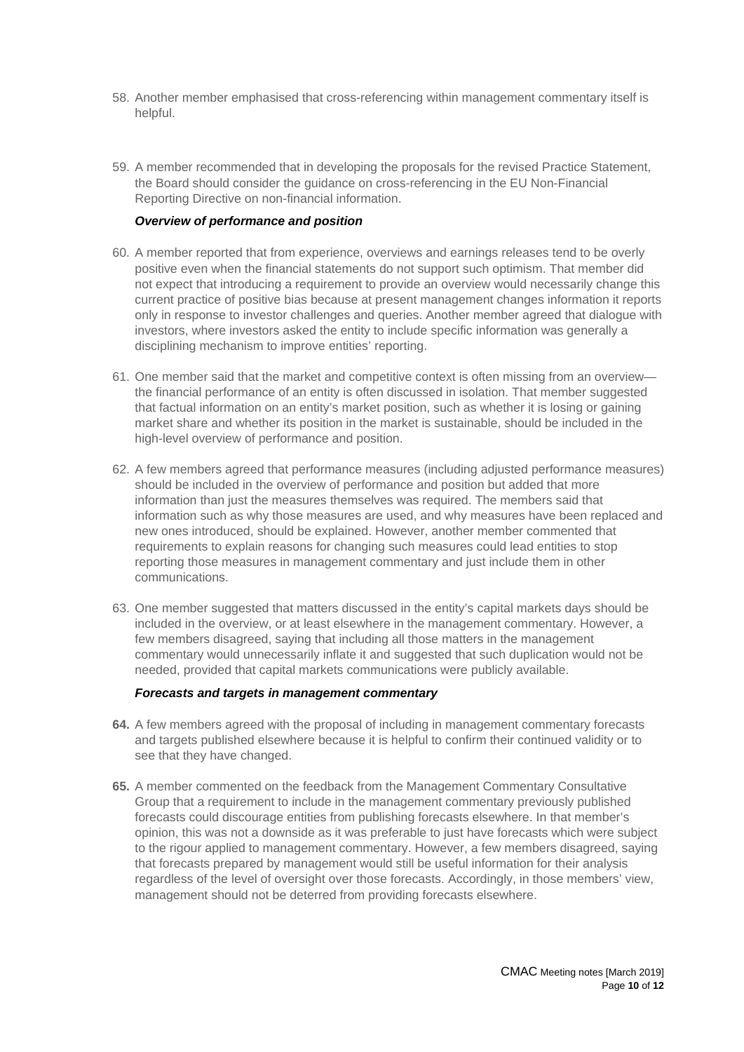58. Another member emphasised that cross-referencing within management commentary itself is helpful.

59. A member recommended that in developing the proposals for the revised Practice Statement, the Board should consider the guidance on cross-referencing in the EU Non-Financial Reporting Directive on non-financial information.

***Overview of performance and position***

60. A member reported that from experience, overviews and earnings releases tend to be overly positive even when the financial statements do not support such optimism. That member did not expect that introducing a requirement to provide an overview would necessarily change this current practice of positive bias because at present management changes information it reports only in response to investor challenges and queries. Another member agreed that dialogue with investors, where investors asked the entity to include specific information was generally a disciplining mechanism to improve entities' reporting.

61. One member said that the market and competitive context is often missing from an overview—the financial performance of an entity is often discussed in isolation. That member suggested that factual information on an entity's market position, such as whether it is losing or gaining market share and whether its position in the market is sustainable, should be included in the high-level overview of performance and position.

62. A few members agreed that performance measures (including adjusted performance measures) should be included in the overview of performance and position but added that more information than just the measures themselves was required. The members said that information such as why those measures are used, and why measures have been replaced and new ones introduced, should be explained. However, another member commented that requirements to explain reasons for changing such measures could lead entities to stop reporting those measures in management commentary and just include them in other communications.

63. One member suggested that matters discussed in the entity's capital markets days should be included in the overview, or at least elsewhere in the management commentary. However, a few members disagreed, saying that including all those matters in the management commentary would unnecessarily inflate it and suggested that such duplication would not be needed, provided that capital markets communications were publicly available.

***Forecasts and targets in management commentary***

**64.** A few members agreed with the proposal of including in management commentary forecasts and targets published elsewhere because it is helpful to confirm their continued validity or to see that they have changed.

**65.** A member commented on the feedback from the Management Commentary Consultative Group that a requirement to include in the management commentary previously published forecasts could discourage entities from publishing forecasts elsewhere. In that member's opinion, this was not a downside as it was preferable to just have forecasts which were subject to the rigour applied to management commentary. However, a few members disagreed, saying that forecasts prepared by management would still be useful information for their analysis regardless of the level of oversight over those forecasts. Accordingly, in those members' view, management should not be deterred from providing forecasts elsewhere.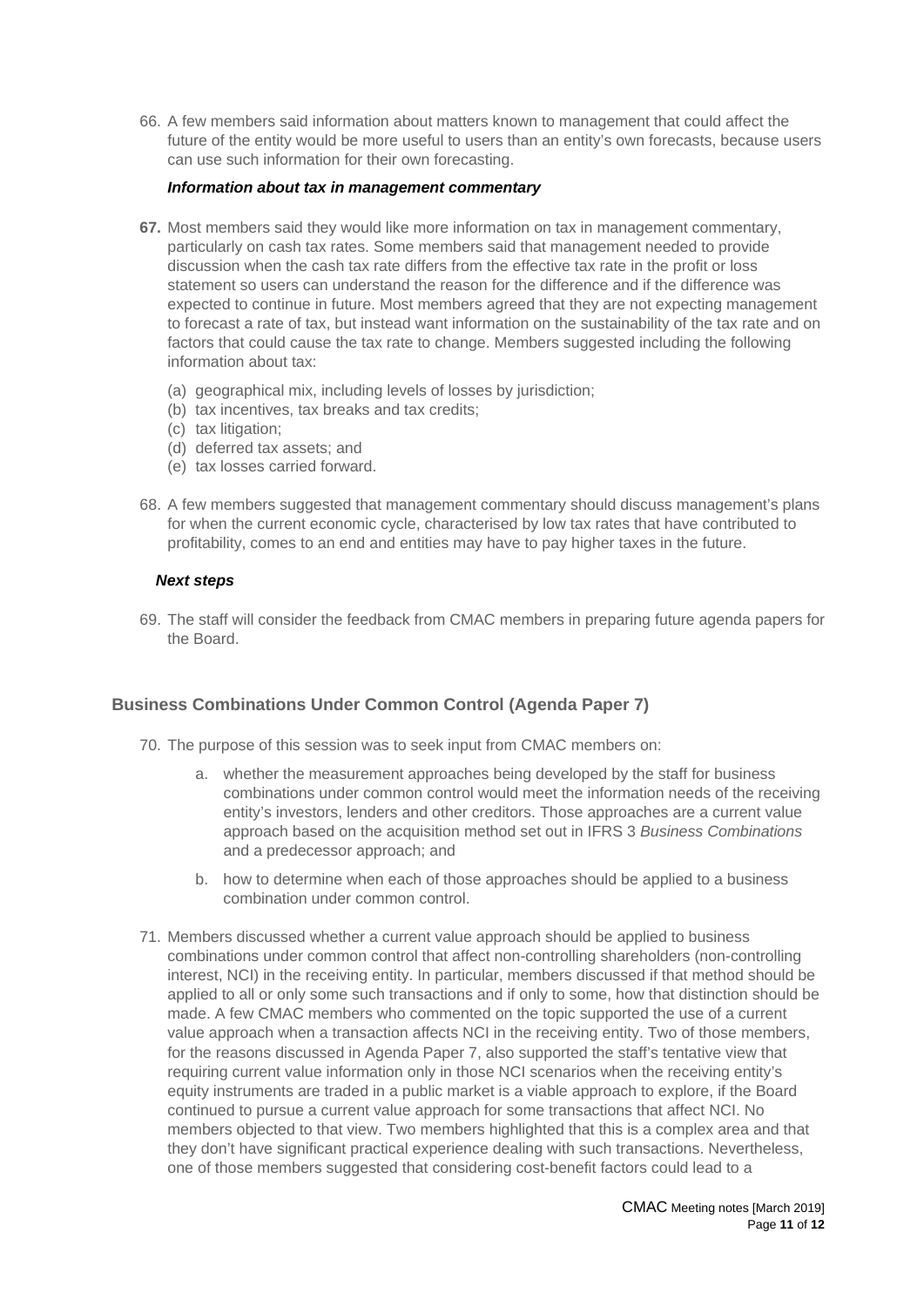66. A few members said information about matters known to management that could affect the future of the entity would be more useful to users than an entity's own forecasts, because users can use such information for their own forecasting.

#### *Information about tax in management commentary*

**67.** Most members said they would like more information on tax in management commentary, particularly on cash tax rates. Some members said that management needed to provide discussion when the cash tax rate differs from the effective tax rate in the profit or loss statement so users can understand the reason for the difference and if the difference was expected to continue in future. Most members agreed that they are not expecting management to forecast a rate of tax, but instead want information on the sustainability of the tax rate and on factors that could cause the tax rate to change. Members suggested including the following information about tax:

(a) geographical mix, including levels of losses by jurisdiction;
(b) tax incentives, tax breaks and tax credits;
(c) tax litigation;
(d) deferred tax assets; and
(e) tax losses carried forward.

68. A few members suggested that management commentary should discuss management's plans for when the current economic cycle, characterised by low tax rates that have contributed to profitability, comes to an end and entities may have to pay higher taxes in the future.

#### *Next steps*

69. The staff will consider the feedback from CMAC members in preparing future agenda papers for the Board.

### Business Combinations Under Common Control (Agenda Paper 7)

70. The purpose of this session was to seek input from CMAC members on:

a. whether the measurement approaches being developed by the staff for business combinations under common control would meet the information needs of the receiving entity's investors, lenders and other creditors. Those approaches are a current value approach based on the acquisition method set out in IFRS 3 *Business Combinations* and a predecessor approach; and

b. how to determine when each of those approaches should be applied to a business combination under common control.

71. Members discussed whether a current value approach should be applied to business combinations under common control that affect non-controlling shareholders (non-controlling interest, NCI) in the receiving entity. In particular, members discussed if that method should be applied to all or only some such transactions and if only to some, how that distinction should be made. A few CMAC members who commented on the topic supported the use of a current value approach when a transaction affects NCI in the receiving entity. Two of those members, for the reasons discussed in Agenda Paper 7, also supported the staff's tentative view that requiring current value information only in those NCI scenarios when the receiving entity's equity instruments are traded in a public market is a viable approach to explore, if the Board continued to pursue a current value approach for some transactions that affect NCI. No members objected to that view. Two members highlighted that this is a complex area and that they don't have significant practical experience dealing with such transactions. Nevertheless, one of those members suggested that considering cost-benefit factors could lead to a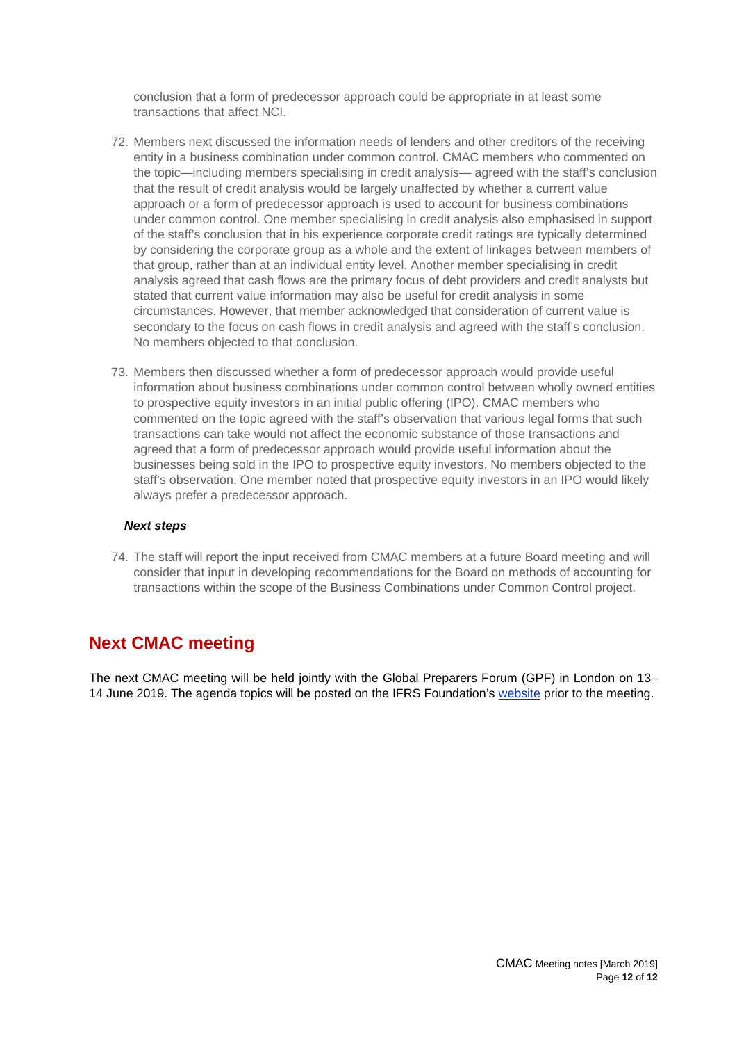conclusion that a form of predecessor approach could be appropriate in at least some transactions that affect NCI.

72. Members next discussed the information needs of lenders and other creditors of the receiving entity in a business combination under common control. CMAC members who commented on the topic—including members specialising in credit analysis— agreed with the staff's conclusion that the result of credit analysis would be largely unaffected by whether a current value approach or a form of predecessor approach is used to account for business combinations under common control. One member specialising in credit analysis also emphasised in support of the staff's conclusion that in his experience corporate credit ratings are typically determined by considering the corporate group as a whole and the extent of linkages between members of that group, rather than at an individual entity level. Another member specialising in credit analysis agreed that cash flows are the primary focus of debt providers and credit analysts but stated that current value information may also be useful for credit analysis in some circumstances. However, that member acknowledged that consideration of current value is secondary to the focus on cash flows in credit analysis and agreed with the staff's conclusion. No members objected to that conclusion.

73. Members then discussed whether a form of predecessor approach would provide useful information about business combinations under common control between wholly owned entities to prospective equity investors in an initial public offering (IPO). CMAC members who commented on the topic agreed with the staff's observation that various legal forms that such transactions can take would not affect the economic substance of those transactions and agreed that a form of predecessor approach would provide useful information about the businesses being sold in the IPO to prospective equity investors. No members objected to the staff's observation. One member noted that prospective equity investors in an IPO would likely always prefer a predecessor approach.

***Next steps***

74. The staff will report the input received from CMAC members at a future Board meeting and will consider that input in developing recommendations for the Board on methods of accounting for transactions within the scope of the Business Combinations under Common Control project.

## Next CMAC meeting

The next CMAC meeting will be held jointly with the Global Preparers Forum (GPF) in London on 13–14 June 2019. The agenda topics will be posted on the IFRS Foundation's website prior to the meeting.